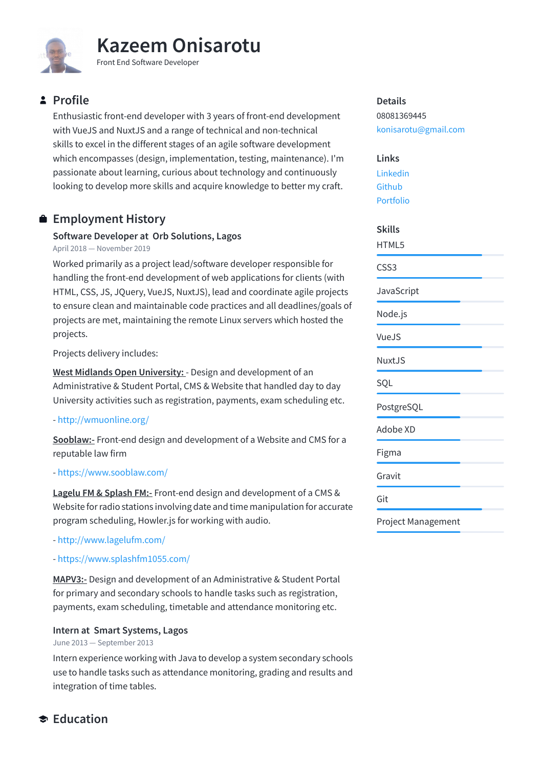# Kazeem Onisarotu

Front End Software Developer

## Profile

Enthusiastic front-end developer with 3 years of front-end development with VueJS and NuxtJS and a range of technical and non-technical skills to excel in the different stages of an agile software development which encompasses (design, implementation, testing, maintenance). I'm passionate about learning, curious about technology and continuously looking to develop more skills and acquire knowledge to better my craft.

## Employment History

### Software Developer at Orb Solutions, Lagos

April 2018 — November 2019

Worked primarily as a project lead/software developer responsible for handling the front-end development of web applications for clients (with HTML, CSS, JS, JQuery, VueJS, NuxtJS), lead and coordinate agile projects to ensure clean and maintainable code practices and all deadlines/goals of projects are met, maintaining the remote Linux servers which hosted the projects.

Projects delivery includes:

West Midlands Open University: - Design and development of an Administrative & Student Portal, CMS & Website that handled day to day University activities such as registration, payments, exam scheduling etc.

- http://wmuonline.org/

Sooblaw:- Front-end design and development of a Website and CMS for a reputable law firm

- https://www.sooblaw.com/

Lagelu FM & Splash FM:- Front-end design and development of a CMS & Website for radio stations involving date and time manipulation for accurate program scheduling, Howler.js for working with audio.

- http://www.lagelufm.com/

- https://www.splashfm1055.com/

MAPV3:- Design and development of an Administrative & Student Portal for primary and secondary schools to handle tasks such as registration, payments, exam scheduling, timetable and attendance monitoring etc.

### Intern at Smart Systems, Lagos

June 2013 — September 2013

Intern experience working with Java to develop a system secondary schools use to handle tasks such as attendance monitoring, grading and results and integration of time tables.

## Education

## Details

08081369445

konisarotu@gmail.com

## Links

Linkedin

Github

Portfolio

## Skills

- HTML5
- CSS3
- JavaScript
- Node.js
- VueJS
- NuxtJS
- SQL
- PostgreSQL
- Adobe XD
- Figma
- Gravit
- Git
- Project Management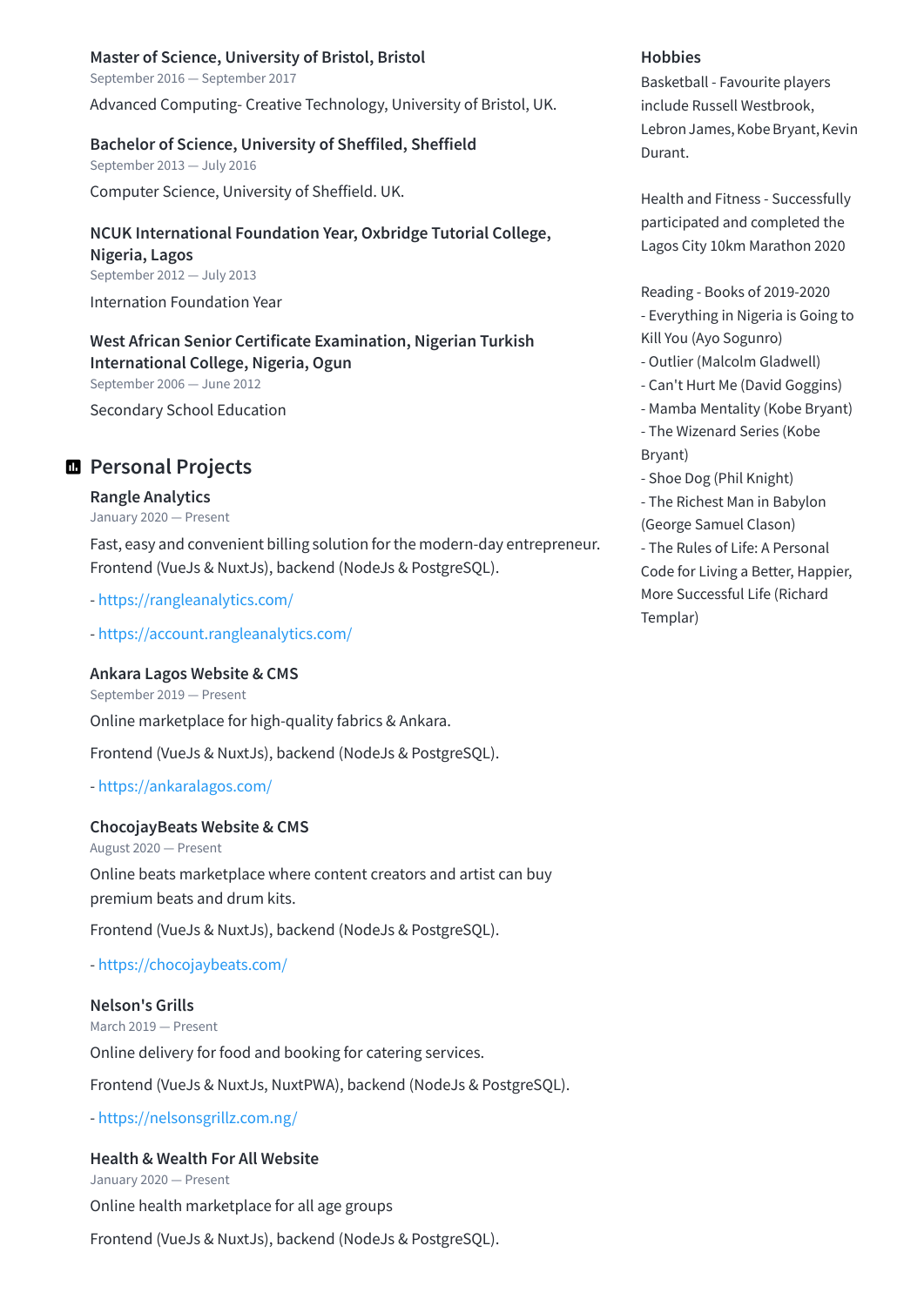### Master of Science, University of Bristol, Bristol

September 2016 — September 2017

Advanced Computing- Creative Technology, University of Bristol, UK.

### Bachelor of Science, University of Sheffiled, Sheffield

September 2013 — July 2016

Computer Science, University of Sheffield. UK.

### NCUK International Foundation Year, Oxbridge Tutorial College, Nigeria, Lagos

September 2012 — July 2013

Internation Foundation Year

### West African Senior Certificate Examination, Nigerian Turkish International College, Nigeria, Ogun

September 2006 — June 2012

Secondary School Education

## Personal Projects

### Rangle Analytics

January 2020 — Present

Fast, easy and convenient billing solution for the modern-day entrepreneur. Frontend (VueJs & NuxtJs), backend (NodeJs & PostgreSQL).

- https://rangleanalytics.com/

- https://account.rangleanalytics.com/

### Ankara Lagos Website & CMS

September 2019 — Present

Online marketplace for high-quality fabrics & Ankara.

Frontend (VueJs & NuxtJs), backend (NodeJs & PostgreSQL).

- https://ankaralagos.com/

### ChocojayBeats Website & CMS

August 2020 — Present

Online beats marketplace where content creators and artist can buy premium beats and drum kits.

Frontend (VueJs & NuxtJs), backend (NodeJs & PostgreSQL).

- https://chocojaybeats.com/

### Nelson's Grills

March 2019 — Present

Online delivery for food and booking for catering services.

Frontend (VueJs & NuxtJs, NuxtPWA), backend (NodeJs & PostgreSQL).

- https://nelsonsgrillz.com.ng/

### Health & Wealth For All Website

January 2020 — Present

Online health marketplace for all age groups

Frontend (VueJs & NuxtJs), backend (NodeJs & PostgreSQL).

## Hobbies

Basketball - Favourite players include Russell Westbrook, Lebron James, Kobe Bryant, Kevin Durant.

Health and Fitness - Successfully participated and completed the Lagos City 10km Marathon 2020

Reading - Books of 2019-2020
- Everything in Nigeria is Going to Kill You (Ayo Sogunro)
- Outlier (Malcolm Gladwell)
- Can't Hurt Me (David Goggins)
- Mamba Mentality (Kobe Bryant)
- The Wizenard Series (Kobe Bryant)
- Shoe Dog (Phil Knight)
- The Richest Man in Babylon (George Samuel Clason)
- The Rules of Life: A Personal Code for Living a Better, Happier, More Successful Life (Richard Templar)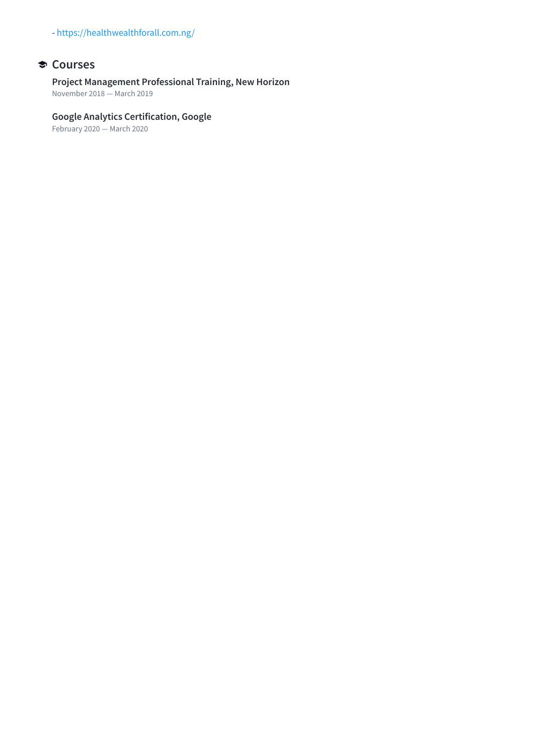- https://healthwealthforall.com.ng/

## Courses

**Project Management Professional Training, New Horizon**
November 2018 — March 2019

**Google Analytics Certification, Google**
February 2020 — March 2020